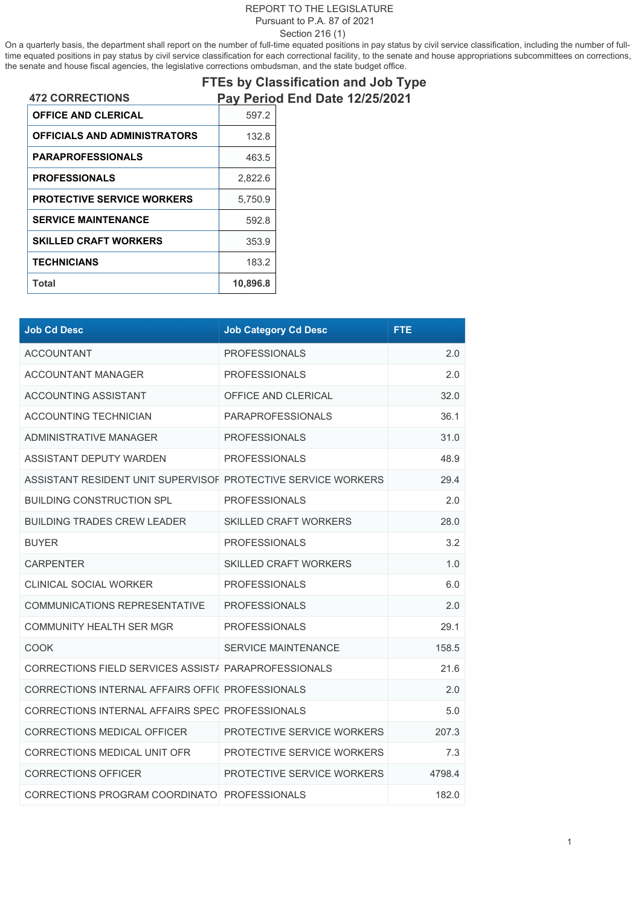REPORT TO THE LEGISLATURE
Pursuant to P.A. 87 of 2021
Section 216 (1)

On a quarterly basis, the department shall report on the number of full-time equated positions in pay status by civil service classification, including the number of full-time equated positions in pay status by civil service classification for each correctional facility, to the senate and house appropriations subcommittees on corrections, the senate and house fiscal agencies, the legislative corrections ombudsman, and the state budget office.

## FTEs by Classification and Job Type
## Pay Period End Date 12/25/2021

**472 CORRECTIONS**

| | |
|---|---|
| **OFFICE AND CLERICAL** | 597.2 |
| **OFFICIALS AND ADMINISTRATORS** | 132.8 |
| **PARAPROFESSIONALS** | 463.5 |
| **PROFESSIONALS** | 2,822.6 |
| **PROTECTIVE SERVICE WORKERS** | 5,750.9 |
| **SERVICE MAINTENANCE** | 592.8 |
| **SKILLED CRAFT WORKERS** | 353.9 |
| **TECHNICIANS** | 183.2 |
| **Total** | **10,896.8** |

| Job Cd Desc | Job Category Cd Desc | FTE |
|---|---|---|
| ACCOUNTANT | PROFESSIONALS | 2.0 |
| ACCOUNTANT MANAGER | PROFESSIONALS | 2.0 |
| ACCOUNTING ASSISTANT | OFFICE AND CLERICAL | 32.0 |
| ACCOUNTING TECHNICIAN | PARAPROFESSIONALS | 36.1 |
| ADMINISTRATIVE MANAGER | PROFESSIONALS | 31.0 |
| ASSISTANT DEPUTY WARDEN | PROFESSIONALS | 48.9 |
| ASSISTANT RESIDENT UNIT SUPERVISOR | PROTECTIVE SERVICE WORKERS | 29.4 |
| BUILDING CONSTRUCTION SPL | PROFESSIONALS | 2.0 |
| BUILDING TRADES CREW LEADER | SKILLED CRAFT WORKERS | 28.0 |
| BUYER | PROFESSIONALS | 3.2 |
| CARPENTER | SKILLED CRAFT WORKERS | 1.0 |
| CLINICAL SOCIAL WORKER | PROFESSIONALS | 6.0 |
| COMMUNICATIONS REPRESENTATIVE | PROFESSIONALS | 2.0 |
| COMMUNITY HEALTH SER MGR | PROFESSIONALS | 29.1 |
| COOK | SERVICE MAINTENANCE | 158.5 |
| CORRECTIONS FIELD SERVICES ASSISTA | PARAPROFESSIONALS | 21.6 |
| CORRECTIONS INTERNAL AFFAIRS OFFIC | PROFESSIONALS | 2.0 |
| CORRECTIONS INTERNAL AFFAIRS SPEC | PROFESSIONALS | 5.0 |
| CORRECTIONS MEDICAL OFFICER | PROTECTIVE SERVICE WORKERS | 207.3 |
| CORRECTIONS MEDICAL UNIT OFR | PROTECTIVE SERVICE WORKERS | 7.3 |
| CORRECTIONS OFFICER | PROTECTIVE SERVICE WORKERS | 4798.4 |
| CORRECTIONS PROGRAM COORDINATO | PROFESSIONALS | 182.0 |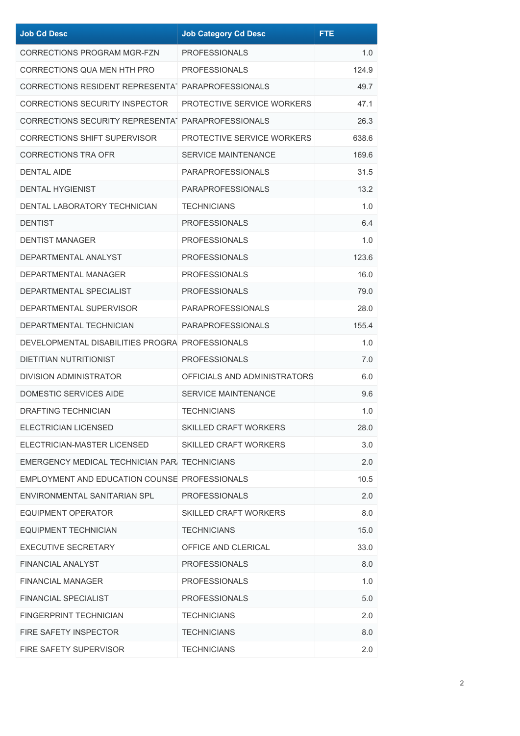| Job Cd Desc | Job Category Cd Desc | FTE |
|---|---|---|
| CORRECTIONS PROGRAM MGR-FZN | PROFESSIONALS | 1.0 |
| CORRECTIONS QUA MEN HTH PRO | PROFESSIONALS | 124.9 |
| CORRECTIONS RESIDENT REPRESENTAT | PARAPROFESSIONALS | 49.7 |
| CORRECTIONS SECURITY INSPECTOR | PROTECTIVE SERVICE WORKERS | 47.1 |
| CORRECTIONS SECURITY REPRESENTAT | PARAPROFESSIONALS | 26.3 |
| CORRECTIONS SHIFT SUPERVISOR | PROTECTIVE SERVICE WORKERS | 638.6 |
| CORRECTIONS TRA OFR | SERVICE MAINTENANCE | 169.6 |
| DENTAL AIDE | PARAPROFESSIONALS | 31.5 |
| DENTAL HYGIENIST | PARAPROFESSIONALS | 13.2 |
| DENTAL LABORATORY TECHNICIAN | TECHNICIANS | 1.0 |
| DENTIST | PROFESSIONALS | 6.4 |
| DENTIST MANAGER | PROFESSIONALS | 1.0 |
| DEPARTMENTAL ANALYST | PROFESSIONALS | 123.6 |
| DEPARTMENTAL MANAGER | PROFESSIONALS | 16.0 |
| DEPARTMENTAL SPECIALIST | PROFESSIONALS | 79.0 |
| DEPARTMENTAL SUPERVISOR | PARAPROFESSIONALS | 28.0 |
| DEPARTMENTAL TECHNICIAN | PARAPROFESSIONALS | 155.4 |
| DEVELOPMENTAL DISABILITIES PROGRA | PROFESSIONALS | 1.0 |
| DIETITIAN NUTRITIONIST | PROFESSIONALS | 7.0 |
| DIVISION ADMINISTRATOR | OFFICIALS AND ADMINISTRATORS | 6.0 |
| DOMESTIC SERVICES AIDE | SERVICE MAINTENANCE | 9.6 |
| DRAFTING TECHNICIAN | TECHNICIANS | 1.0 |
| ELECTRICIAN LICENSED | SKILLED CRAFT WORKERS | 28.0 |
| ELECTRICIAN-MASTER LICENSED | SKILLED CRAFT WORKERS | 3.0 |
| EMERGENCY MEDICAL TECHNICIAN PAR/ | TECHNICIANS | 2.0 |
| EMPLOYMENT AND EDUCATION COUNSE | PROFESSIONALS | 10.5 |
| ENVIRONMENTAL SANITARIAN SPL | PROFESSIONALS | 2.0 |
| EQUIPMENT OPERATOR | SKILLED CRAFT WORKERS | 8.0 |
| EQUIPMENT TECHNICIAN | TECHNICIANS | 15.0 |
| EXECUTIVE SECRETARY | OFFICE AND CLERICAL | 33.0 |
| FINANCIAL ANALYST | PROFESSIONALS | 8.0 |
| FINANCIAL MANAGER | PROFESSIONALS | 1.0 |
| FINANCIAL SPECIALIST | PROFESSIONALS | 5.0 |
| FINGERPRINT TECHNICIAN | TECHNICIANS | 2.0 |
| FIRE SAFETY INSPECTOR | TECHNICIANS | 8.0 |
| FIRE SAFETY SUPERVISOR | TECHNICIANS | 2.0 |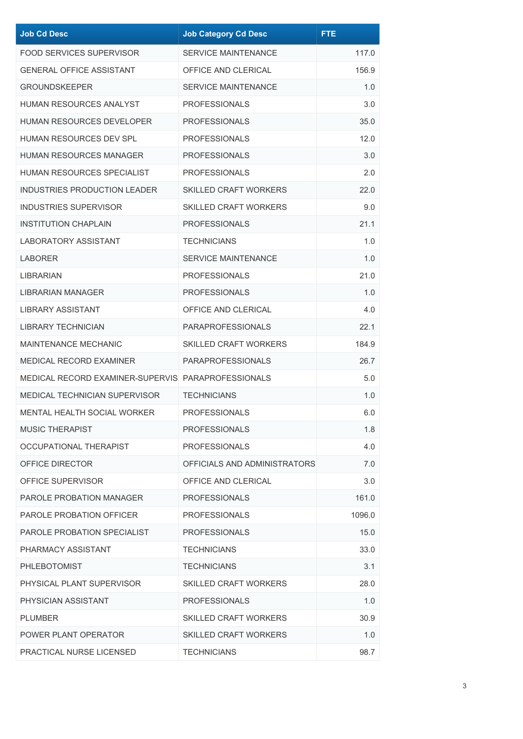| Job Cd Desc | Job Category Cd Desc | FTE |
| --- | --- | --- |
| FOOD SERVICES SUPERVISOR | SERVICE MAINTENANCE | 117.0 |
| GENERAL OFFICE ASSISTANT | OFFICE AND CLERICAL | 156.9 |
| GROUNDSKEEPER | SERVICE MAINTENANCE | 1.0 |
| HUMAN RESOURCES ANALYST | PROFESSIONALS | 3.0 |
| HUMAN RESOURCES DEVELOPER | PROFESSIONALS | 35.0 |
| HUMAN RESOURCES DEV SPL | PROFESSIONALS | 12.0 |
| HUMAN RESOURCES MANAGER | PROFESSIONALS | 3.0 |
| HUMAN RESOURCES SPECIALIST | PROFESSIONALS | 2.0 |
| INDUSTRIES PRODUCTION LEADER | SKILLED CRAFT WORKERS | 22.0 |
| INDUSTRIES SUPERVISOR | SKILLED CRAFT WORKERS | 9.0 |
| INSTITUTION CHAPLAIN | PROFESSIONALS | 21.1 |
| LABORATORY ASSISTANT | TECHNICIANS | 1.0 |
| LABORER | SERVICE MAINTENANCE | 1.0 |
| LIBRARIAN | PROFESSIONALS | 21.0 |
| LIBRARIAN MANAGER | PROFESSIONALS | 1.0 |
| LIBRARY ASSISTANT | OFFICE AND CLERICAL | 4.0 |
| LIBRARY TECHNICIAN | PARAPROFESSIONALS | 22.1 |
| MAINTENANCE MECHANIC | SKILLED CRAFT WORKERS | 184.9 |
| MEDICAL RECORD EXAMINER | PARAPROFESSIONALS | 26.7 |
| MEDICAL RECORD EXAMINER-SUPERVIS | PARAPROFESSIONALS | 5.0 |
| MEDICAL TECHNICIAN SUPERVISOR | TECHNICIANS | 1.0 |
| MENTAL HEALTH SOCIAL WORKER | PROFESSIONALS | 6.0 |
| MUSIC THERAPIST | PROFESSIONALS | 1.8 |
| OCCUPATIONAL THERAPIST | PROFESSIONALS | 4.0 |
| OFFICE DIRECTOR | OFFICIALS AND ADMINISTRATORS | 7.0 |
| OFFICE SUPERVISOR | OFFICE AND CLERICAL | 3.0 |
| PAROLE PROBATION MANAGER | PROFESSIONALS | 161.0 |
| PAROLE PROBATION OFFICER | PROFESSIONALS | 1096.0 |
| PAROLE PROBATION SPECIALIST | PROFESSIONALS | 15.0 |
| PHARMACY ASSISTANT | TECHNICIANS | 33.0 |
| PHLEBOTOMIST | TECHNICIANS | 3.1 |
| PHYSICAL PLANT SUPERVISOR | SKILLED CRAFT WORKERS | 28.0 |
| PHYSICIAN ASSISTANT | PROFESSIONALS | 1.0 |
| PLUMBER | SKILLED CRAFT WORKERS | 30.9 |
| POWER PLANT OPERATOR | SKILLED CRAFT WORKERS | 1.0 |
| PRACTICAL NURSE LICENSED | TECHNICIANS | 98.7 |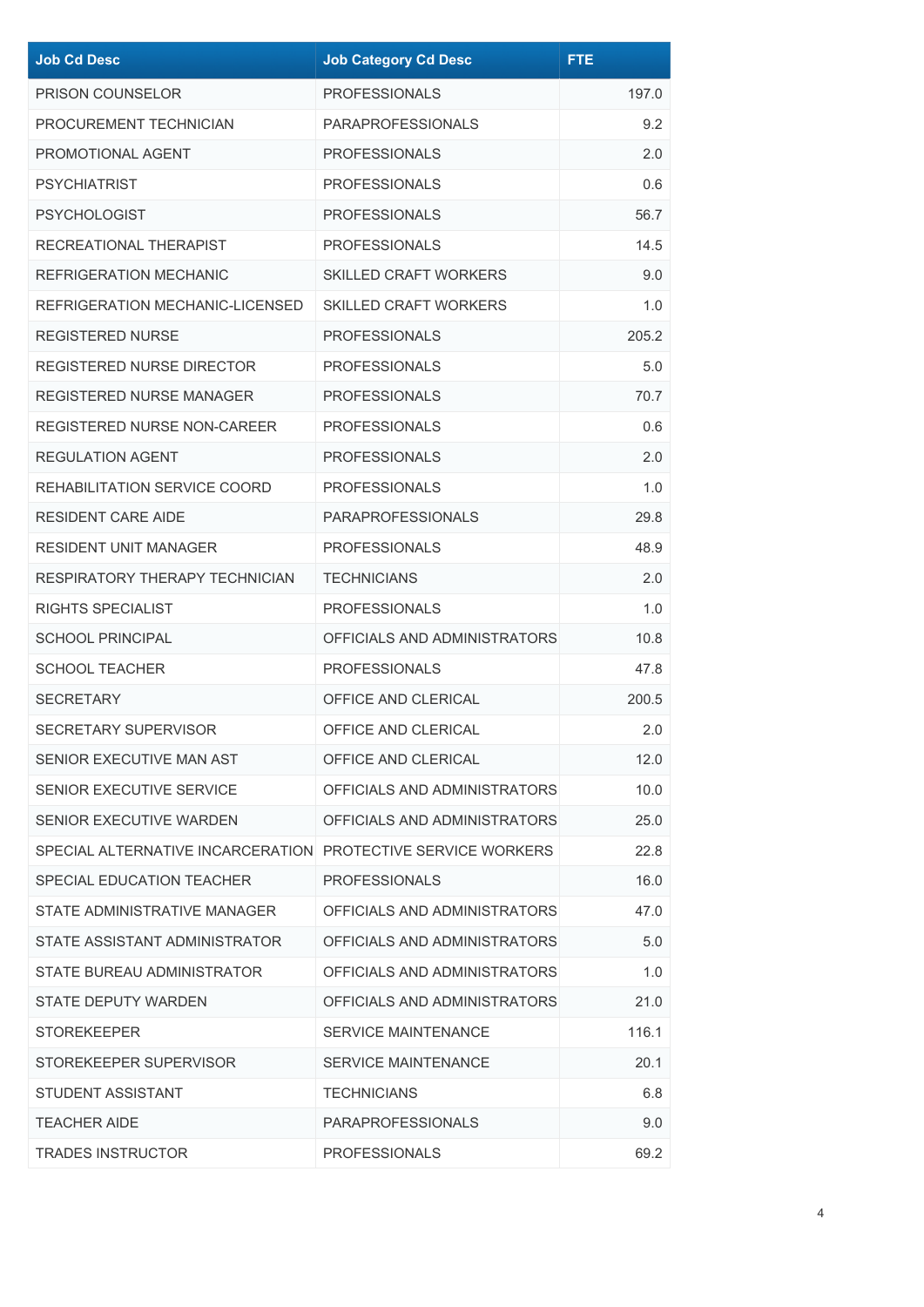| Job Cd Desc | Job Category Cd Desc | FTE |
| --- | --- | --- |
| PRISON COUNSELOR | PROFESSIONALS | 197.0 |
| PROCUREMENT TECHNICIAN | PARAPROFESSIONALS | 9.2 |
| PROMOTIONAL AGENT | PROFESSIONALS | 2.0 |
| PSYCHIATRIST | PROFESSIONALS | 0.6 |
| PSYCHOLOGIST | PROFESSIONALS | 56.7 |
| RECREATIONAL THERAPIST | PROFESSIONALS | 14.5 |
| REFRIGERATION MECHANIC | SKILLED CRAFT WORKERS | 9.0 |
| REFRIGERATION MECHANIC-LICENSED | SKILLED CRAFT WORKERS | 1.0 |
| REGISTERED NURSE | PROFESSIONALS | 205.2 |
| REGISTERED NURSE DIRECTOR | PROFESSIONALS | 5.0 |
| REGISTERED NURSE MANAGER | PROFESSIONALS | 70.7 |
| REGISTERED NURSE NON-CAREER | PROFESSIONALS | 0.6 |
| REGULATION AGENT | PROFESSIONALS | 2.0 |
| REHABILITATION SERVICE COORD | PROFESSIONALS | 1.0 |
| RESIDENT CARE AIDE | PARAPROFESSIONALS | 29.8 |
| RESIDENT UNIT MANAGER | PROFESSIONALS | 48.9 |
| RESPIRATORY THERAPY TECHNICIAN | TECHNICIANS | 2.0 |
| RIGHTS SPECIALIST | PROFESSIONALS | 1.0 |
| SCHOOL PRINCIPAL | OFFICIALS AND ADMINISTRATORS | 10.8 |
| SCHOOL TEACHER | PROFESSIONALS | 47.8 |
| SECRETARY | OFFICE AND CLERICAL | 200.5 |
| SECRETARY SUPERVISOR | OFFICE AND CLERICAL | 2.0 |
| SENIOR EXECUTIVE MAN AST | OFFICE AND CLERICAL | 12.0 |
| SENIOR EXECUTIVE SERVICE | OFFICIALS AND ADMINISTRATORS | 10.0 |
| SENIOR EXECUTIVE WARDEN | OFFICIALS AND ADMINISTRATORS | 25.0 |
| SPECIAL ALTERNATIVE INCARCERATION | PROTECTIVE SERVICE WORKERS | 22.8 |
| SPECIAL EDUCATION TEACHER | PROFESSIONALS | 16.0 |
| STATE ADMINISTRATIVE MANAGER | OFFICIALS AND ADMINISTRATORS | 47.0 |
| STATE ASSISTANT ADMINISTRATOR | OFFICIALS AND ADMINISTRATORS | 5.0 |
| STATE BUREAU ADMINISTRATOR | OFFICIALS AND ADMINISTRATORS | 1.0 |
| STATE DEPUTY WARDEN | OFFICIALS AND ADMINISTRATORS | 21.0 |
| STOREKEEPER | SERVICE MAINTENANCE | 116.1 |
| STOREKEEPER SUPERVISOR | SERVICE MAINTENANCE | 20.1 |
| STUDENT ASSISTANT | TECHNICIANS | 6.8 |
| TEACHER AIDE | PARAPROFESSIONALS | 9.0 |
| TRADES INSTRUCTOR | PROFESSIONALS | 69.2 |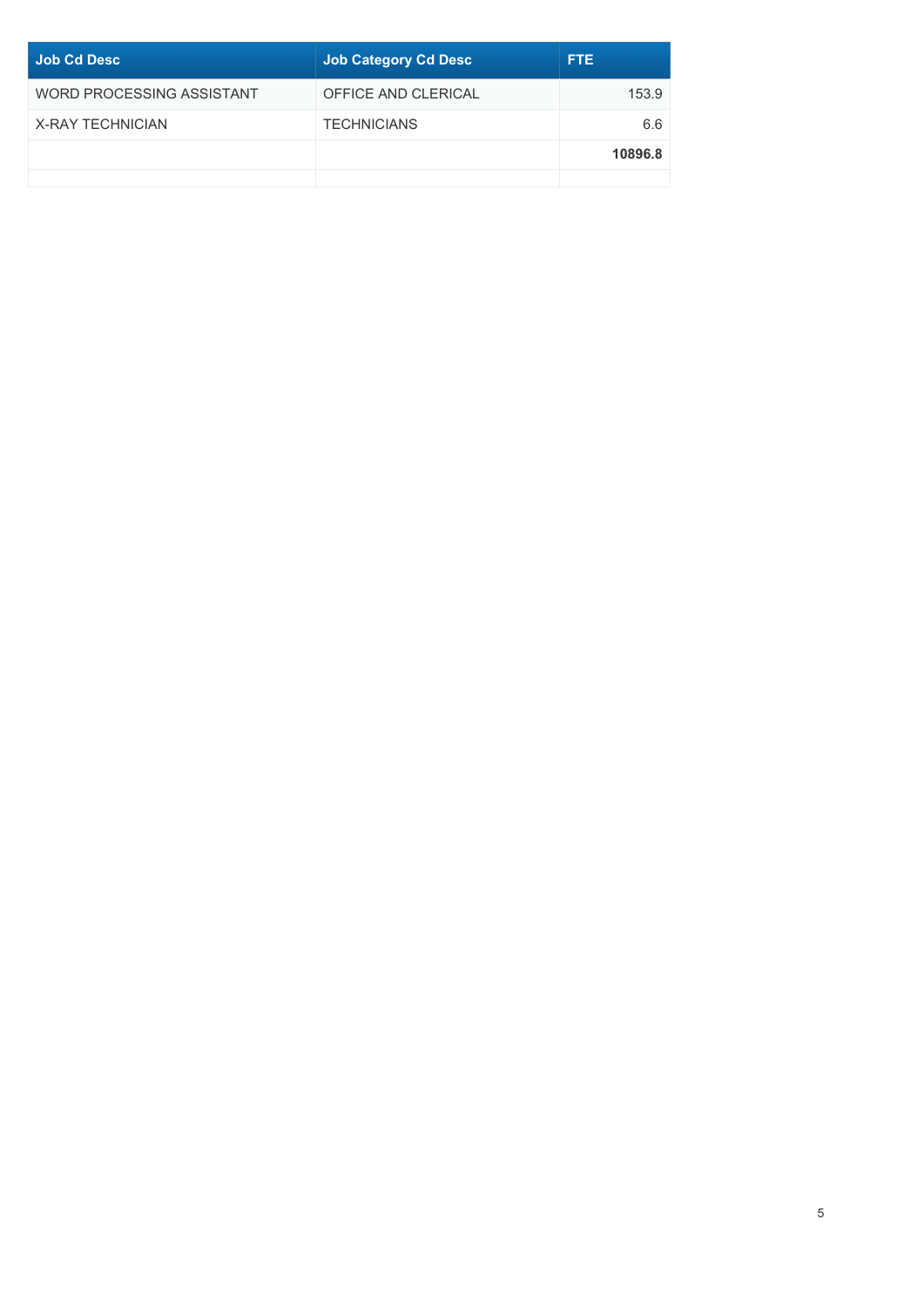| Job Cd Desc | Job Category Cd Desc | FTE |
| --- | --- | --- |
| WORD PROCESSING ASSISTANT | OFFICE AND CLERICAL | 153.9 |
| X-RAY TECHNICIAN | TECHNICIANS | 6.6 |
| | | **10896.8** |
| | | |